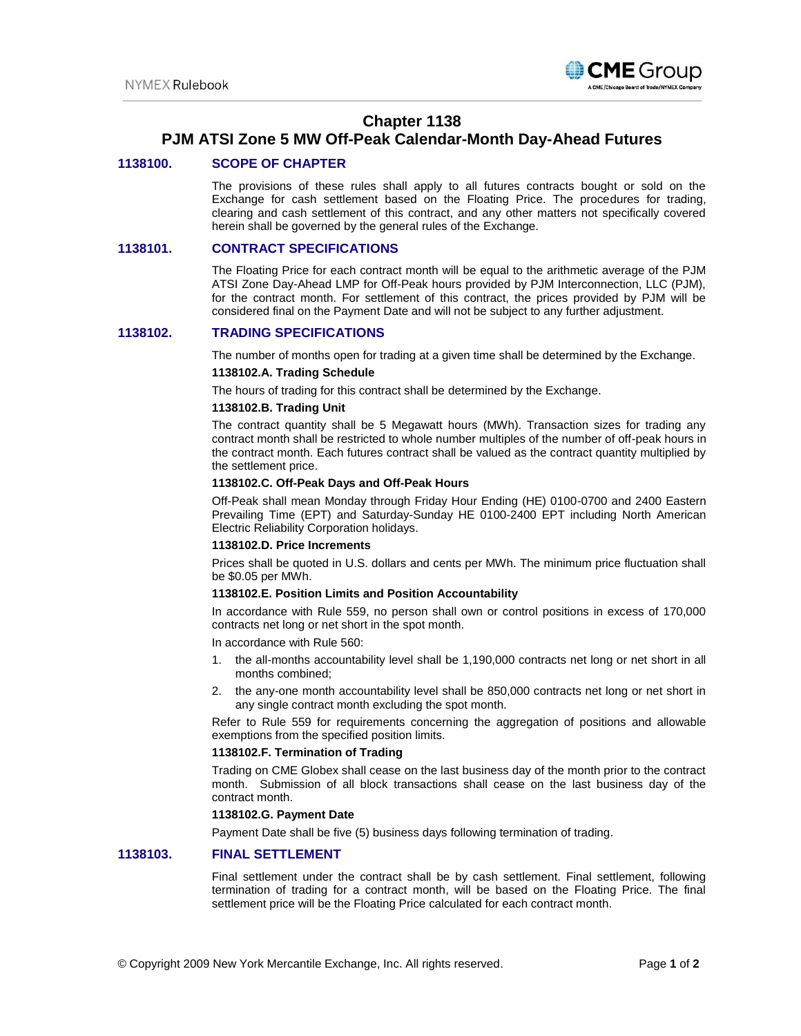# Chapter 1138
# PJM ATSI Zone 5 MW Off-Peak Calendar-Month Day-Ahead Futures

## 1138100. SCOPE OF CHAPTER

The provisions of these rules shall apply to all futures contracts bought or sold on the Exchange for cash settlement based on the Floating Price. The procedures for trading, clearing and cash settlement of this contract, and any other matters not specifically covered herein shall be governed by the general rules of the Exchange.

## 1138101. CONTRACT SPECIFICATIONS

The Floating Price for each contract month will be equal to the arithmetic average of the PJM ATSI Zone Day-Ahead LMP for Off-Peak hours provided by PJM Interconnection, LLC (PJM), for the contract month. For settlement of this contract, the prices provided by PJM will be considered final on the Payment Date and will not be subject to any further adjustment.

## 1138102. TRADING SPECIFICATIONS

The number of months open for trading at a given time shall be determined by the Exchange.

### 1138102.A. Trading Schedule

The hours of trading for this contract shall be determined by the Exchange.

### 1138102.B. Trading Unit

The contract quantity shall be 5 Megawatt hours (MWh). Transaction sizes for trading any contract month shall be restricted to whole number multiples of the number of off-peak hours in the contract month. Each futures contract shall be valued as the contract quantity multiplied by the settlement price.

### 1138102.C. Off-Peak Days and Off-Peak Hours

Off-Peak shall mean Monday through Friday Hour Ending (HE) 0100-0700 and 2400 Eastern Prevailing Time (EPT) and Saturday-Sunday HE 0100-2400 EPT including North American Electric Reliability Corporation holidays.

### 1138102.D. Price Increments

Prices shall be quoted in U.S. dollars and cents per MWh. The minimum price fluctuation shall be $0.05 per MWh.

### 1138102.E. Position Limits and Position Accountability

In accordance with Rule 559, no person shall own or control positions in excess of 170,000 contracts net long or net short in the spot month.

In accordance with Rule 560:

1. the all-months accountability level shall be 1,190,000 contracts net long or net short in all months combined;
2. the any-one month accountability level shall be 850,000 contracts net long or net short in any single contract month excluding the spot month.

Refer to Rule 559 for requirements concerning the aggregation of positions and allowable exemptions from the specified position limits.

### 1138102.F. Termination of Trading

Trading on CME Globex shall cease on the last business day of the month prior to the contract month. Submission of all block transactions shall cease on the last business day of the contract month.

### 1138102.G. Payment Date

Payment Date shall be five (5) business days following termination of trading.

## 1138103. FINAL SETTLEMENT

Final settlement under the contract shall be by cash settlement. Final settlement, following termination of trading for a contract month, will be based on the Floating Price. The final settlement price will be the Floating Price calculated for each contract month.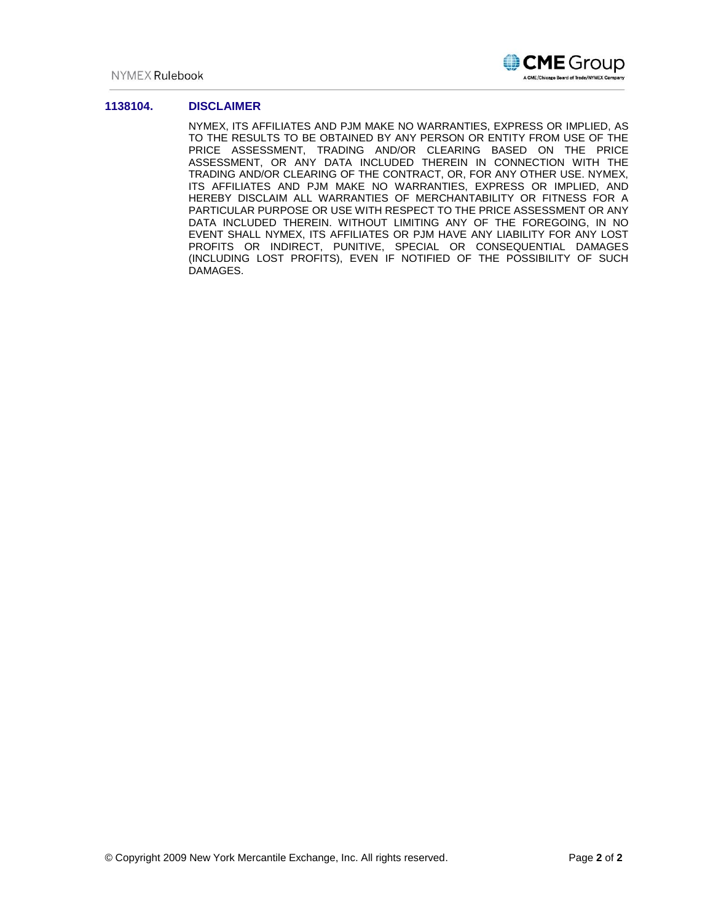### 1138104. DISCLAIMER

NYMEX, ITS AFFILIATES AND PJM MAKE NO WARRANTIES, EXPRESS OR IMPLIED, AS TO THE RESULTS TO BE OBTAINED BY ANY PERSON OR ENTITY FROM USE OF THE PRICE ASSESSMENT, TRADING AND/OR CLEARING BASED ON THE PRICE ASSESSMENT, OR ANY DATA INCLUDED THEREIN IN CONNECTION WITH THE TRADING AND/OR CLEARING OF THE CONTRACT, OR, FOR ANY OTHER USE. NYMEX, ITS AFFILIATES AND PJM MAKE NO WARRANTIES, EXPRESS OR IMPLIED, AND HEREBY DISCLAIM ALL WARRANTIES OF MERCHANTABILITY OR FITNESS FOR A PARTICULAR PURPOSE OR USE WITH RESPECT TO THE PRICE ASSESSMENT OR ANY DATA INCLUDED THEREIN. WITHOUT LIMITING ANY OF THE FOREGOING, IN NO EVENT SHALL NYMEX, ITS AFFILIATES OR PJM HAVE ANY LIABILITY FOR ANY LOST PROFITS OR INDIRECT, PUNITIVE, SPECIAL OR CONSEQUENTIAL DAMAGES (INCLUDING LOST PROFITS), EVEN IF NOTIFIED OF THE POSSIBILITY OF SUCH DAMAGES.